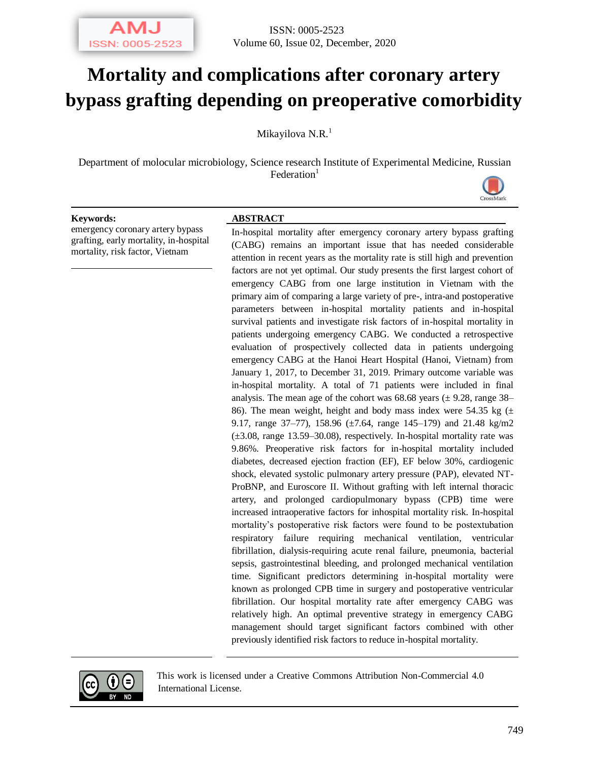# Mortality and complications after coronary artery bypass grafting depending on preoperative comorbidity

Mikayilova N.R.[1]

Department of molocular microbiology, Science research Institute of Experimental Medicine, Russian Federation[1]

**Keywords:**
emergency coronary artery bypass grafting, early mortality, in-hospital mortality, risk factor, Vietnam

## ABSTRACT

In-hospital mortality after emergency coronary artery bypass grafting (CABG) remains an important issue that has needed considerable attention in recent years as the mortality rate is still high and prevention factors are not yet optimal. Our study presents the first largest cohort of emergency CABG from one large institution in Vietnam with the primary aim of comparing a large variety of pre-, intra-and postoperative parameters between in-hospital mortality patients and in-hospital survival patients and investigate risk factors of in-hospital mortality in patients undergoing emergency CABG. We conducted a retrospective evaluation of prospectively collected data in patients undergoing emergency CABG at the Hanoi Heart Hospital (Hanoi, Vietnam) from January 1, 2017, to December 31, 2019. Primary outcome variable was in-hospital mortality. A total of 71 patients were included in final analysis. The mean age of the cohort was 68.68 years (± 9.28, range 38–86). The mean weight, height and body mass index were 54.35 kg (± 9.17, range 37–77), 158.96 (±7.64, range 145–179) and 21.48 kg/m2 (±3.08, range 13.59–30.08), respectively. In-hospital mortality rate was 9.86%. Preoperative risk factors for in-hospital mortality included diabetes, decreased ejection fraction (EF), EF below 30%, cardiogenic shock, elevated systolic pulmonary artery pressure (PAP), elevated NT-ProBNP, and Euroscore II. Without grafting with left internal thoracic artery, and prolonged cardiopulmonary bypass (CPB) time were increased intraoperative factors for inhospital mortality risk. In-hospital mortality's postoperative risk factors were found to be postextubation respiratory failure requiring mechanical ventilation, ventricular fibrillation, dialysis-requiring acute renal failure, pneumonia, bacterial sepsis, gastrointestinal bleeding, and prolonged mechanical ventilation time. Significant predictors determining in-hospital mortality were known as prolonged CPB time in surgery and postoperative ventricular fibrillation. Our hospital mortality rate after emergency CABG was relatively high. An optimal preventive strategy in emergency CABG management should target significant factors combined with other previously identified risk factors to reduce in-hospital mortality.

This work is licensed under a Creative Commons Attribution Non-Commercial 4.0 International License.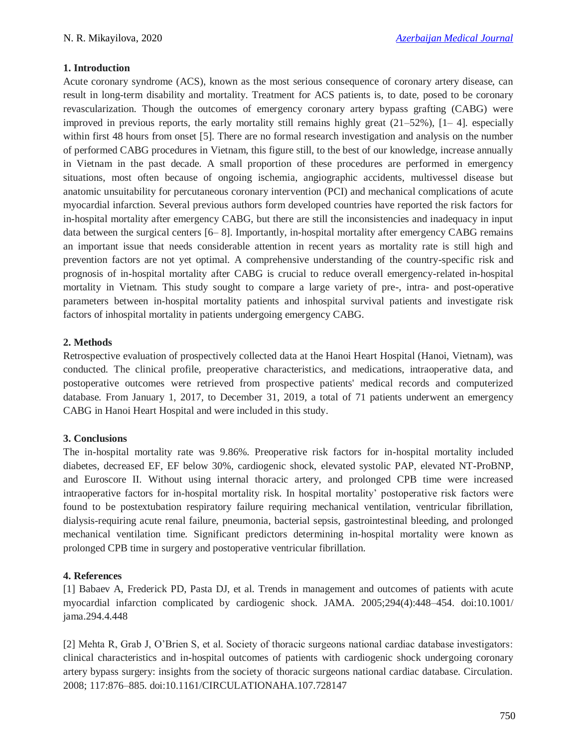## 1. Introduction

Acute coronary syndrome (ACS), known as the most serious consequence of coronary artery disease, can result in long-term disability and mortality. Treatment for ACS patients is, to date, posed to be coronary revascularization. Though the outcomes of emergency coronary artery bypass grafting (CABG) were improved in previous reports, the early mortality still remains highly great (21–52%), [1– 4]. especially within first 48 hours from onset [5]. There are no formal research investigation and analysis on the number of performed CABG procedures in Vietnam, this figure still, to the best of our knowledge, increase annually in Vietnam in the past decade. A small proportion of these procedures are performed in emergency situations, most often because of ongoing ischemia, angiographic accidents, multivessel disease but anatomic unsuitability for percutaneous coronary intervention (PCI) and mechanical complications of acute myocardial infarction. Several previous authors form developed countries have reported the risk factors for in-hospital mortality after emergency CABG, but there are still the inconsistencies and inadequacy in input data between the surgical centers [6– 8]. Importantly, in-hospital mortality after emergency CABG remains an important issue that needs considerable attention in recent years as mortality rate is still high and prevention factors are not yet optimal. A comprehensive understanding of the country-specific risk and prognosis of in-hospital mortality after CABG is crucial to reduce overall emergency-related in-hospital mortality in Vietnam. This study sought to compare a large variety of pre-, intra- and post-operative parameters between in-hospital mortality patients and inhospital survival patients and investigate risk factors of inhospital mortality in patients undergoing emergency CABG.

## 2. Methods

Retrospective evaluation of prospectively collected data at the Hanoi Heart Hospital (Hanoi, Vietnam), was conducted. The clinical profile, preoperative characteristics, and medications, intraoperative data, and postoperative outcomes were retrieved from prospective patients' medical records and computerized database. From January 1, 2017, to December 31, 2019, a total of 71 patients underwent an emergency CABG in Hanoi Heart Hospital and were included in this study.

## 3. Conclusions

The in-hospital mortality rate was 9.86%. Preoperative risk factors for in-hospital mortality included diabetes, decreased EF, EF below 30%, cardiogenic shock, elevated systolic PAP, elevated NT-ProBNP, and Euroscore II. Without using internal thoracic artery, and prolonged CPB time were increased intraoperative factors for in-hospital mortality risk. In hospital mortality' postoperative risk factors were found to be postextubation respiratory failure requiring mechanical ventilation, ventricular fibrillation, dialysis-requiring acute renal failure, pneumonia, bacterial sepsis, gastrointestinal bleeding, and prolonged mechanical ventilation time. Significant predictors determining in-hospital mortality were known as prolonged CPB time in surgery and postoperative ventricular fibrillation.

## 4. References

[1] Babaev A, Frederick PD, Pasta DJ, et al. Trends in management and outcomes of patients with acute myocardial infarction complicated by cardiogenic shock. JAMA. 2005;294(4):448–454. doi:10.1001/ jama.294.4.448

[2] Mehta R, Grab J, O'Brien S, et al. Society of thoracic surgeons national cardiac database investigators: clinical characteristics and in-hospital outcomes of patients with cardiogenic shock undergoing coronary artery bypass surgery: insights from the society of thoracic surgeons national cardiac database. Circulation. 2008; 117:876–885. doi:10.1161/CIRCULATIONAHA.107.728147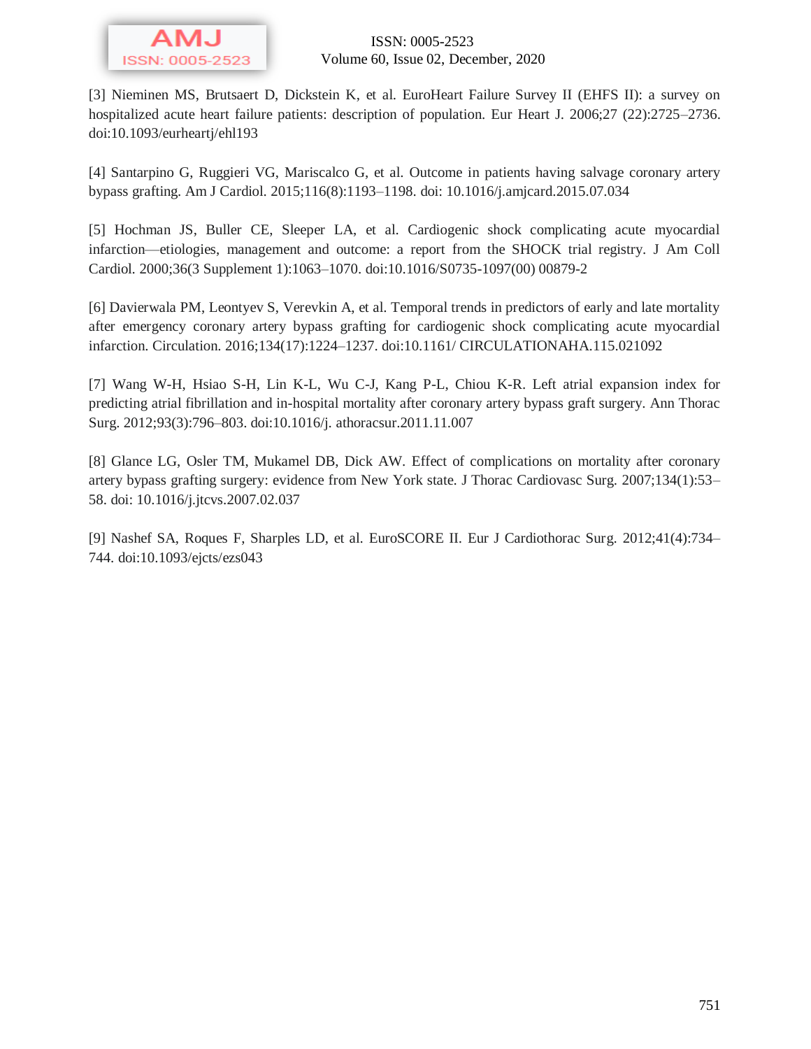[3] Nieminen MS, Brutsaert D, Dickstein K, et al. EuroHeart Failure Survey II (EHFS II): a survey on hospitalized acute heart failure patients: description of population. Eur Heart J. 2006;27 (22):2725–2736. doi:10.1093/eurheartj/ehl193

[4] Santarpino G, Ruggieri VG, Mariscalco G, et al. Outcome in patients having salvage coronary artery bypass grafting. Am J Cardiol. 2015;116(8):1193–1198. doi: 10.1016/j.amjcard.2015.07.034

[5] Hochman JS, Buller CE, Sleeper LA, et al. Cardiogenic shock complicating acute myocardial infarction—etiologies, management and outcome: a report from the SHOCK trial registry. J Am Coll Cardiol. 2000;36(3 Supplement 1):1063–1070. doi:10.1016/S0735-1097(00) 00879-2

[6] Davierwala PM, Leontyev S, Verevkin A, et al. Temporal trends in predictors of early and late mortality after emergency coronary artery bypass grafting for cardiogenic shock complicating acute myocardial infarction. Circulation. 2016;134(17):1224–1237. doi:10.1161/ CIRCULATIONAHA.115.021092

[7] Wang W-H, Hsiao S-H, Lin K-L, Wu C-J, Kang P-L, Chiou K-R. Left atrial expansion index for predicting atrial fibrillation and in-hospital mortality after coronary artery bypass graft surgery. Ann Thorac Surg. 2012;93(3):796–803. doi:10.1016/j. athoracsur.2011.11.007

[8] Glance LG, Osler TM, Mukamel DB, Dick AW. Effect of complications on mortality after coronary artery bypass grafting surgery: evidence from New York state. J Thorac Cardiovasc Surg. 2007;134(1):53–58. doi: 10.1016/j.jtcvs.2007.02.037

[9] Nashef SA, Roques F, Sharples LD, et al. EuroSCORE II. Eur J Cardiothorac Surg. 2012;41(4):734–744. doi:10.1093/ejcts/ezs043